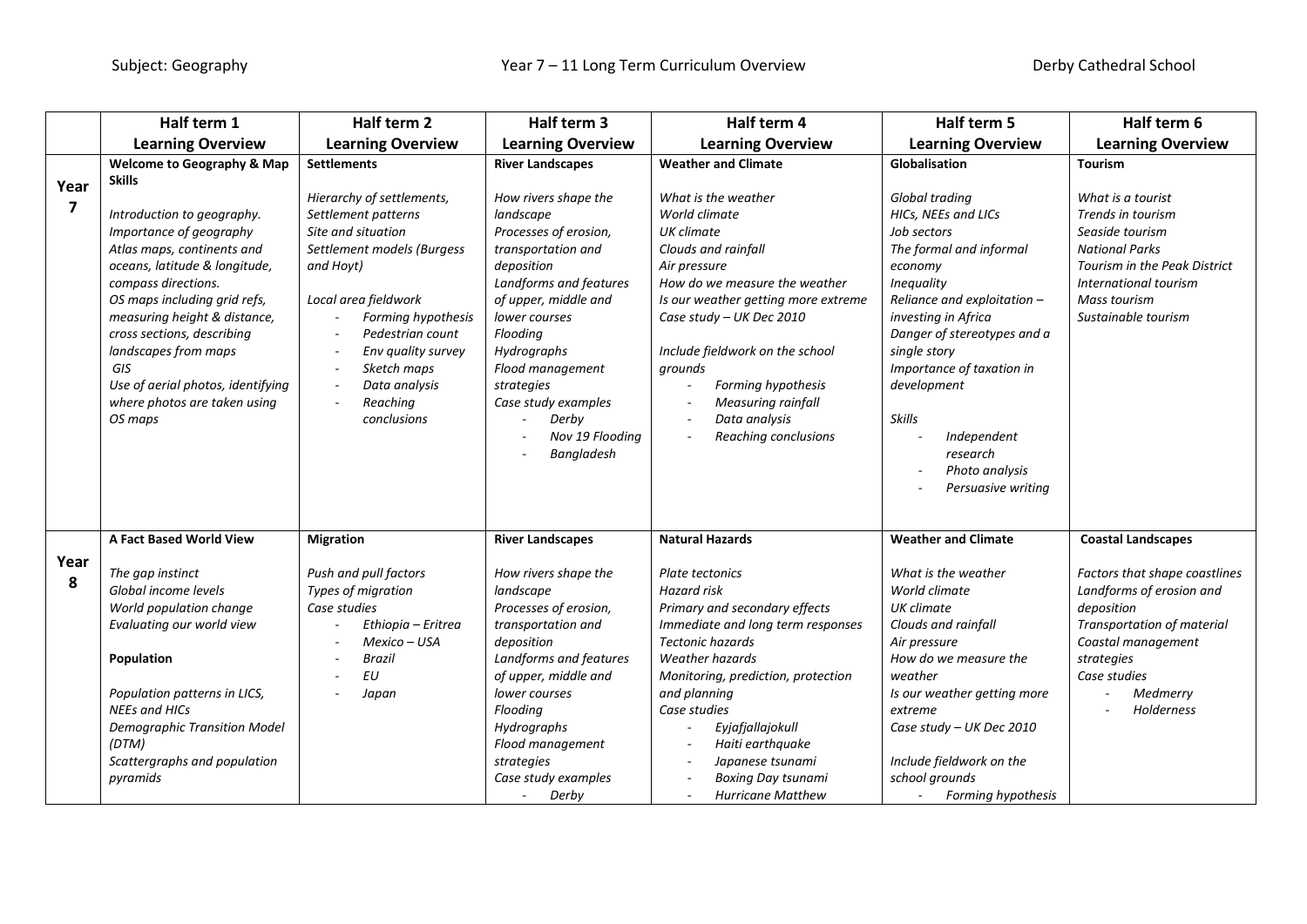Subject: Geography | Year 7 – 11 Long Term Curriculum Overview | Derby Cathedral School

| | Half term 1 Learning Overview | Half term 2 Learning Overview | Half term 3 Learning Overview | Half term 4 Learning Overview | Half term 5 Learning Overview | Half term 6 Learning Overview |
|---|---|---|---|---|---|---|
| **Year 7** | **Welcome to Geography & Map Skills**<br><br>*Introduction to geography.*<br>*Importance of geography*<br>*Atlas maps, continents and oceans, latitude & longitude, compass directions.*<br>*OS maps including grid refs, measuring height & distance, cross sections, describing landscapes from maps*<br>*GIS*<br>*Use of aerial photos, identifying where photos are taken using OS maps* | **Settlements**<br><br>*Hierarchy of settlements,*<br>*Settlement patterns*<br>*Site and situation*<br>*Settlement models (Burgess and Hoyt)*<br><br>*Local area fieldwork*<br>- *Forming hypothesis*<br>- *Pedestrian count*<br>- *Env quality survey*<br>- *Sketch maps*<br>- *Data analysis*<br>- *Reaching conclusions* | **River Landscapes**<br><br>*How rivers shape the landscape*<br>*Processes of erosion, transportation and deposition*<br>*Landforms and features of upper, middle and lower courses*<br>*Flooding*<br>*Hydrographs*<br>*Flood management strategies*<br>*Case study examples*<br>- *Derby*<br>- *Nov 19 Flooding*<br>- *Bangladesh* | **Weather and Climate**<br><br>*What is the weather*<br>*World climate*<br>*UK climate*<br>*Clouds and rainfall*<br>*Air pressure*<br>*How do we measure the weather*<br>*Is our weather getting more extreme*<br>*Case study – UK Dec 2010*<br><br>*Include fieldwork on the school grounds*<br>- *Forming hypothesis*<br>- *Measuring rainfall*<br>- *Data analysis*<br>- *Reaching conclusions* | **Globalisation**<br><br>*Global trading*<br>*HICs, NEEs and LICs*<br>*Job sectors*<br>*The formal and informal economy*<br>*Inequality*<br>*Reliance and exploitation – investing in Africa*<br>*Danger of stereotypes and a single story*<br>*Importance of taxation in development*<br><br>*Skills*<br>- *Independent research*<br>- *Photo analysis*<br>- *Persuasive writing* | **Tourism**<br><br>*What is a tourist*<br>*Trends in tourism*<br>*Seaside tourism*<br>*National Parks*<br>*Tourism in the Peak District*<br>*International tourism*<br>*Mass tourism*<br>*Sustainable tourism* |
| **Year 8** | **A Fact Based World View**<br><br>*The gap instinct*<br>*Global income levels*<br>*World population change*<br>*Evaluating our world view*<br><br>**Population**<br><br>*Population patterns in LICS, NEEs and HICs*<br>*Demographic Transition Model (DTM)*<br>*Scattergraphs and population pyramids* | **Migration**<br><br>*Push and pull factors*<br>*Types of migration*<br>*Case studies*<br>- *Ethiopia – Eritrea*<br>- *Mexico – USA*<br>- *Brazil*<br>- *EU*<br>- *Japan* | **River Landscapes**<br><br>*How rivers shape the landscape*<br>*Processes of erosion, transportation and deposition*<br>*Landforms and features of upper, middle and lower courses*<br>*Flooding*<br>*Hydrographs*<br>*Flood management strategies*<br>*Case study examples*<br>- *Derby* | **Natural Hazards**<br><br>*Plate tectonics*<br>*Hazard risk*<br>*Primary and secondary effects*<br>*Immediate and long term responses*<br>*Tectonic hazards*<br>*Weather hazards*<br>*Monitoring, prediction, protection and planning*<br>*Case studies*<br>- *Eyjafjallajokull*<br>- *Haiti earthquake*<br>- *Japanese tsunami*<br>- *Boxing Day tsunami*<br>- *Hurricane Matthew* | **Weather and Climate**<br><br>*What is the weather*<br>*World climate*<br>*UK climate*<br>*Clouds and rainfall*<br>*Air pressure*<br>*How do we measure the weather*<br>*Is our weather getting more extreme*<br>*Case study – UK Dec 2010*<br><br>*Include fieldwork on the school grounds*<br>- *Forming hypothesis* | **Coastal Landscapes**<br><br>*Factors that shape coastlines*<br>*Landforms of erosion and deposition*<br>*Transportation of material*<br>*Coastal management strategies*<br>*Case studies*<br>- *Medmerry*<br>- *Holderness* |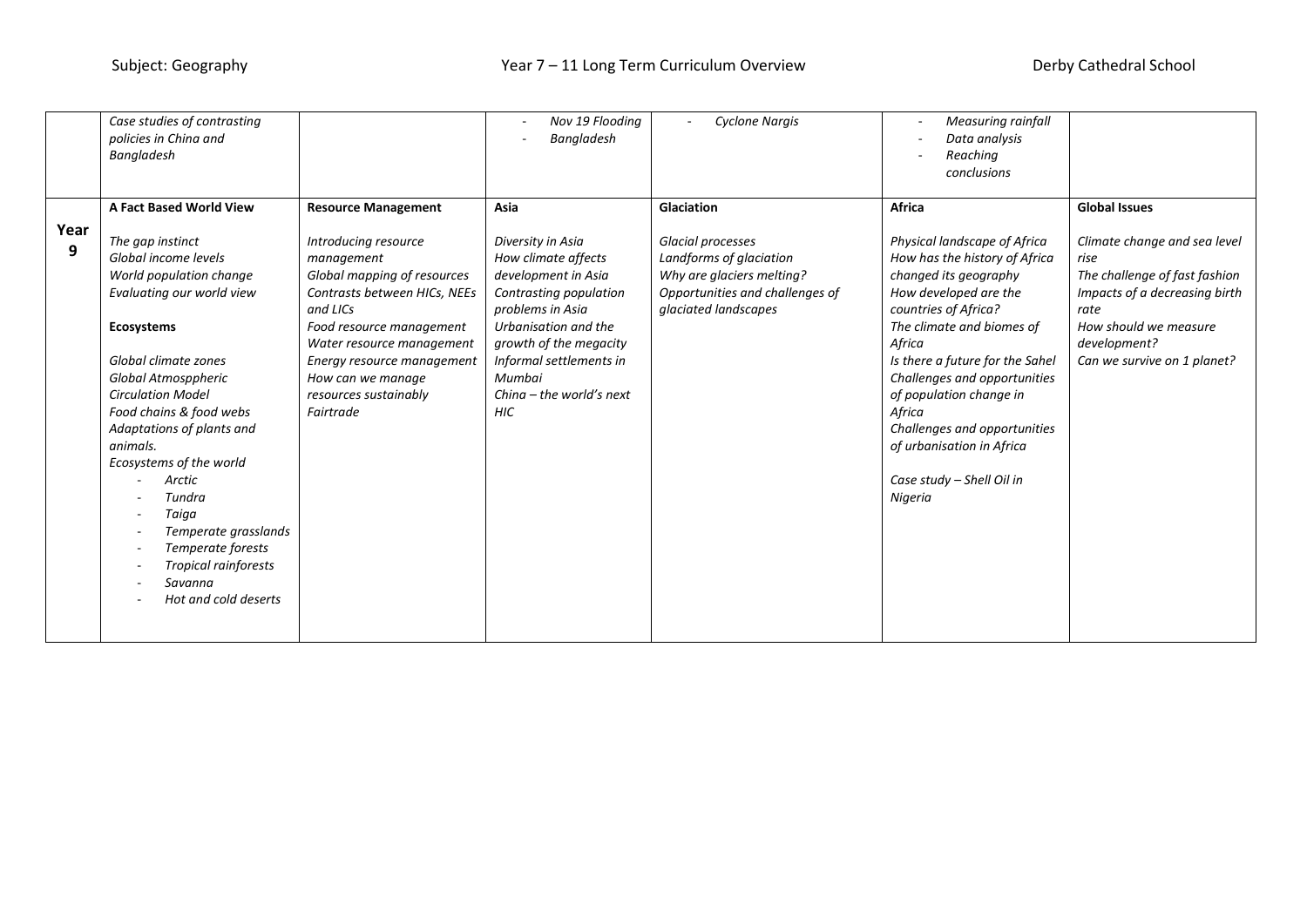| | | | | | | |
|---|---|---|---|---|---|---|
| | *Case studies of contrasting policies in China and Bangladesh* | | - *Nov 19 Flooding*<br>- *Bangladesh* | - *Cyclone Nargis* | - *Measuring rainfall*<br>- *Data analysis*<br>- *Reaching conclusions* | |
| **Year 9** | **A Fact Based World View**<br><br>*The gap instinct*<br>*Global income levels*<br>*World population change*<br>*Evaluating our world view*<br><br>**Ecosystems**<br><br>*Global climate zones*<br>*Global Atmosppheric Circulation Model*<br>*Food chains & food webs*<br>*Adaptations of plants and animals.*<br>*Ecosystems of the world*<br>- *Arctic*<br>- *Tundra*<br>- *Taiga*<br>- *Temperate grasslands*<br>- *Temperate forests*<br>- *Tropical rainforests*<br>- *Savanna*<br>- *Hot and cold deserts* | **Resource Management**<br><br>*Introducing resource management*<br>*Global mapping of resources*<br>*Contrasts between HICs, NEEs and LICs*<br>*Food resource management*<br>*Water resource management*<br>*Energy resource management*<br>*How can we manage resources sustainably*<br>*Fairtrade* | **Asia**<br><br>*Diversity in Asia*<br>*How climate affects development in Asia*<br>*Contrasting population problems in Asia*<br>*Urbanisation and the growth of the megacity*<br>*Informal settlements in Mumbai*<br>*China – the world's next HIC* | **Glaciation**<br><br>*Glacial processes*<br>*Landforms of glaciation*<br>*Why are glaciers melting?*<br>*Opportunities and challenges of glaciated landscapes* | **Africa**<br><br>*Physical landscape of Africa*<br>*How has the history of Africa changed its geography*<br>*How developed are the countries of Africa?*<br>*The climate and biomes of Africa*<br>*Is there a future for the Sahel*<br>*Challenges and opportunities of population change in Africa*<br>*Challenges and opportunities of urbanisation in Africa*<br><br>*Case study – Shell Oil in Nigeria* | **Global Issues**<br><br>*Climate change and sea level rise*<br>*The challenge of fast fashion*<br>*Impacts of a decreasing birth rate*<br>*How should we measure development?*<br>*Can we survive on 1 planet?* |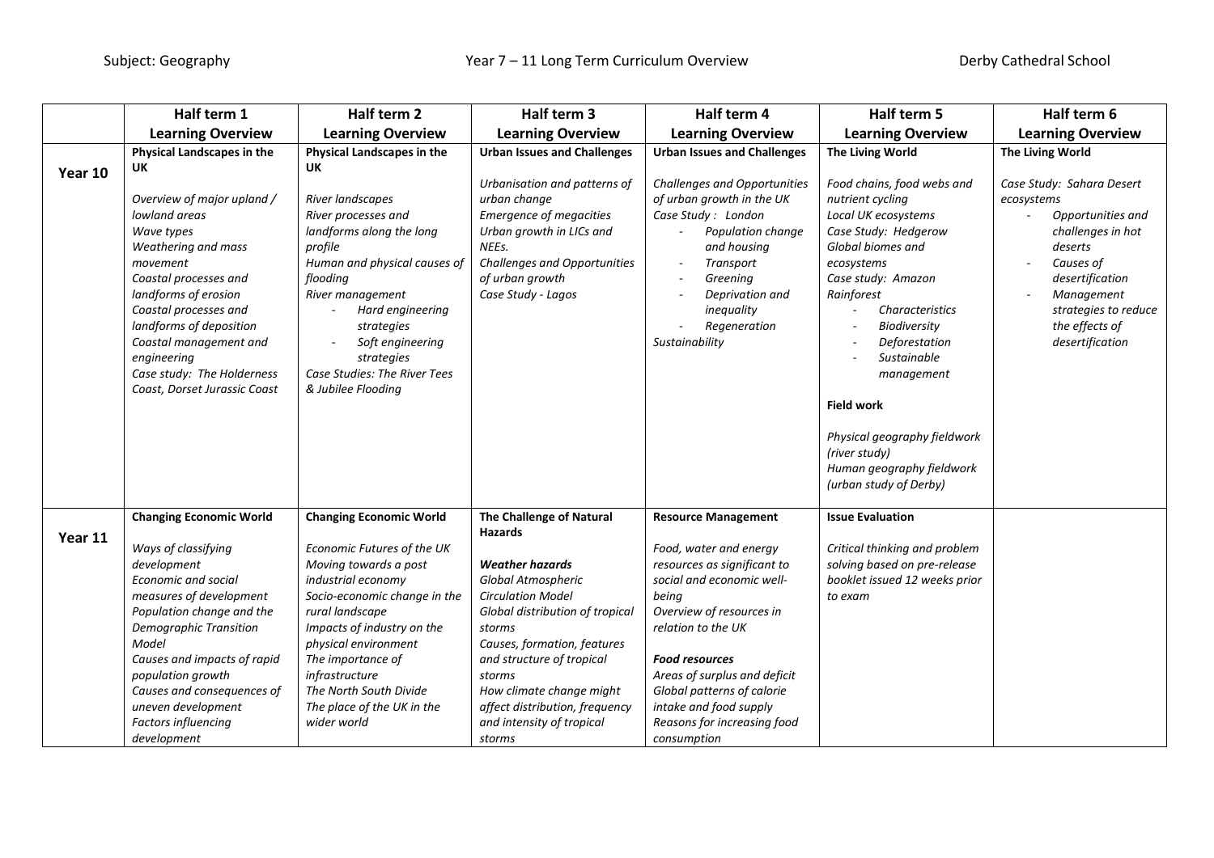Subject: Geography — Year 7 – 11 Long Term Curriculum Overview — Derby Cathedral School

| | Half term 1 Learning Overview | Half term 2 Learning Overview | Half term 3 Learning Overview | Half term 4 Learning Overview | Half term 5 Learning Overview | Half term 6 Learning Overview |
|---|---|---|---|---|---|---|
| **Year 10** | **Physical Landscapes in the UK**<br><br>*Overview of major upland / lowland areas*<br>*Wave types*<br>*Weathering and mass movement*<br>*Coastal processes and landforms of erosion*<br>*Coastal processes and landforms of deposition*<br>*Coastal management and engineering*<br>*Case study: The Holderness Coast, Dorset Jurassic Coast* | **Physical Landscapes in the UK**<br><br>*River landscapes*<br>*River processes and landforms along the long profile*<br>*Human and physical causes of flooding*<br>*River management*<br>- *Hard engineering strategies*<br>- *Soft engineering strategies*<br>*Case Studies: The River Tees & Jubilee Flooding* | **Urban Issues and Challenges**<br><br>*Urbanisation and patterns of urban change*<br>*Emergence of megacities*<br>*Urban growth in LICs and NEEs.*<br>*Challenges and Opportunities of urban growth*<br>*Case Study - Lagos* | **Urban Issues and Challenges**<br><br>*Challenges and Opportunities of urban growth in the UK*<br>*Case Study : London*<br>- *Population change and housing*<br>- *Transport*<br>- *Greening*<br>- *Deprivation and inequality*<br>- *Regeneration*<br>*Sustainability* | **The Living World**<br><br>*Food chains, food webs and nutrient cycling*<br>*Local UK ecosystems*<br>*Case Study: Hedgerow*<br>*Global biomes and ecosystems*<br>*Case study: Amazon Rainforest*<br>- *Characteristics*<br>- *Biodiversity*<br>- *Deforestation*<br>- *Sustainable management*<br><br>**Field work**<br><br>*Physical geography fieldwork (river study)*<br>*Human geography fieldwork (urban study of Derby)* | **The Living World**<br><br>*Case Study: Sahara Desert ecosystems*<br>- *Opportunities and challenges in hot deserts*<br>- *Causes of desertification*<br>- *Management strategies to reduce the effects of desertification* |
| **Year 11** | **Changing Economic World**<br><br>*Ways of classifying development*<br>*Economic and social measures of development*<br>*Population change and the Demographic Transition Model*<br>*Causes and impacts of rapid population growth*<br>*Causes and consequences of uneven development*<br>*Factors influencing development* | **Changing Economic World**<br><br>*Economic Futures of the UK*<br>*Moving towards a post industrial economy*<br>*Socio-economic change in the rural landscape*<br>*Impacts of industry on the physical environment*<br>*The importance of infrastructure*<br>*The North South Divide*<br>*The place of the UK in the wider world* | **The Challenge of Natural Hazards**<br><br>***Weather hazards***<br>*Global Atmospheric Circulation Model*<br>*Global distribution of tropical storms*<br>*Causes, formation, features and structure of tropical storms*<br>*How climate change might affect distribution, frequency and intensity of tropical storms* | **Resource Management**<br><br>*Food, water and energy resources as significant to social and economic well-being*<br>*Overview of resources in relation to the UK*<br><br>***Food resources***<br>*Areas of surplus and deficit*<br>*Global patterns of calorie intake and food supply*<br>*Reasons for increasing food consumption* | **Issue Evaluation**<br><br>*Critical thinking and problem solving based on pre-release booklet issued 12 weeks prior to exam* | |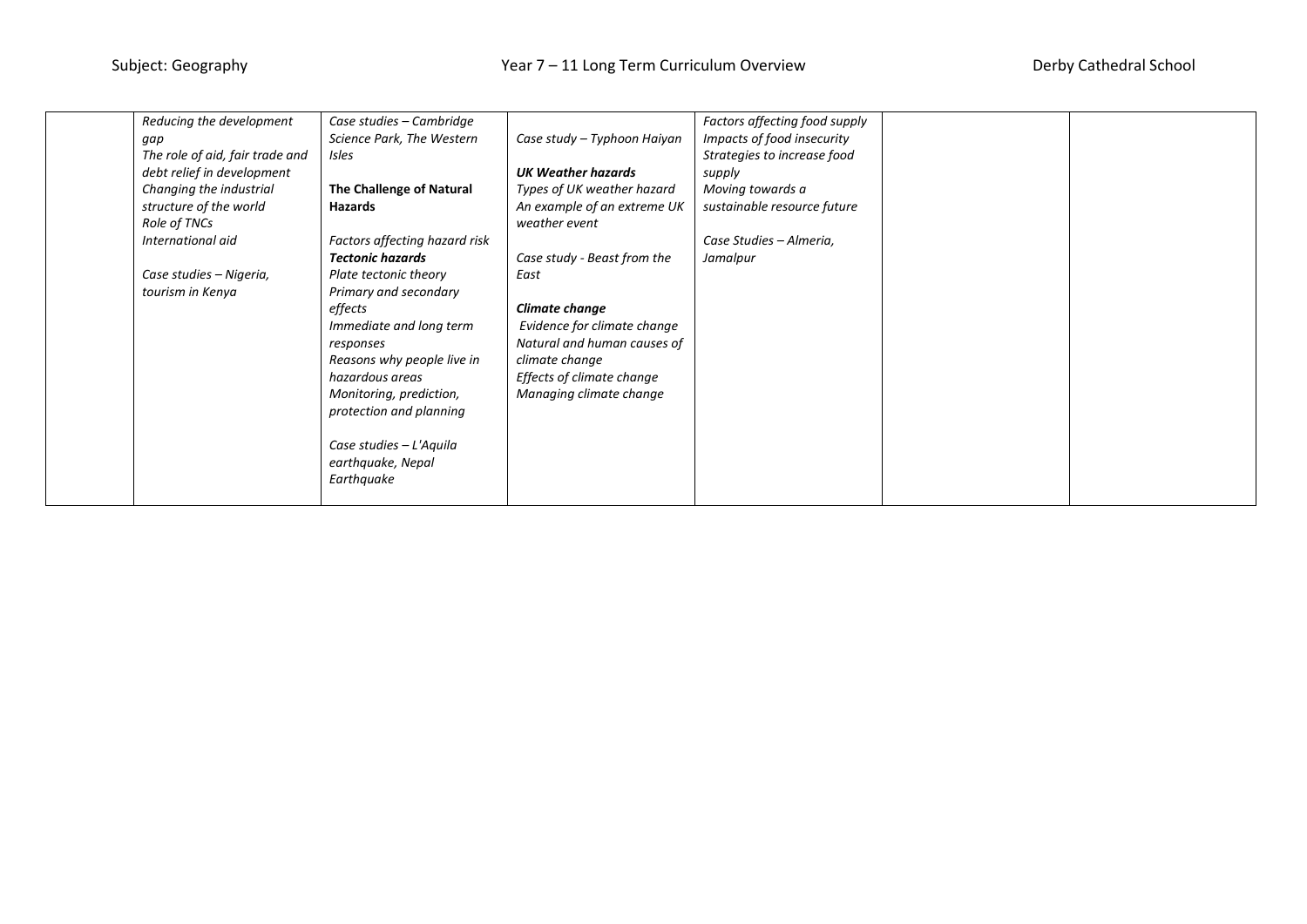| | | | | | | |
|---|---|---|---|---|---|---|
| | *Reducing the development gap*<br>*The role of aid, fair trade and debt relief in development*<br>*Changing the industrial structure of the world*<br>*Role of TNCs*<br>*International aid*<br><br>*Case studies – Nigeria, tourism in Kenya* | *Case studies – Cambridge Science Park, The Western Isles*<br><br>**The Challenge of Natural Hazards**<br><br>*Factors affecting hazard risk*<br>***Tectonic hazards***<br>*Plate tectonic theory*<br>*Primary and secondary effects*<br>*Immediate and long term responses*<br>*Reasons why people live in hazardous areas*<br>*Monitoring, prediction, protection and planning*<br><br>*Case studies – L'Aquila earthquake, Nepal Earthquake* | *Case study – Typhoon Haiyan*<br><br>***UK Weather hazards***<br>*Types of UK weather hazard*<br>*An example of an extreme UK weather event*<br><br>*Case study - Beast from the East*<br><br>***Climate change***<br>*Evidence for climate change*<br>*Natural and human causes of climate change*<br>*Effects of climate change*<br>*Managing climate change* | *Factors affecting food supply*<br>*Impacts of food insecurity*<br>*Strategies to increase food supply*<br>*Moving towards a sustainable resource future*<br><br>*Case Studies – Almeria, Jamalpur* | | |